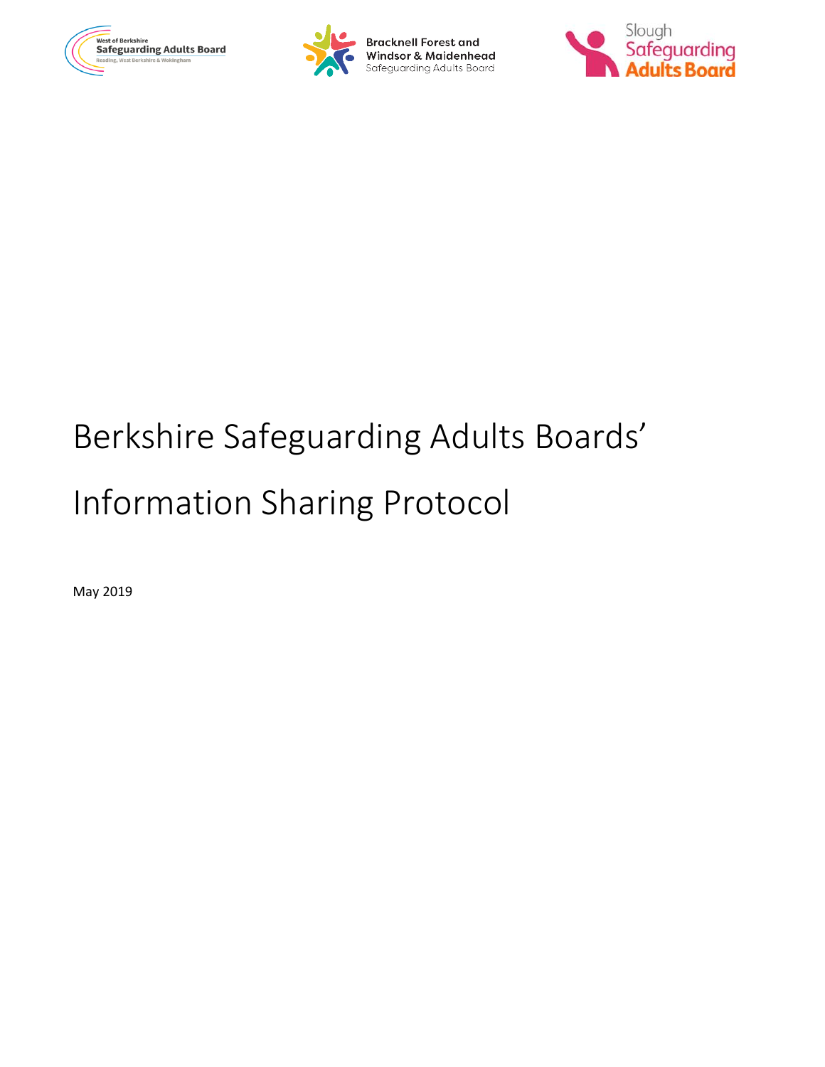West of Berkshire Safeguarding Adults Board
Reading, West Berkshire & Wokingham

Bracknell Forest and Windsor & Maidenhead Safeguarding Adults Board

Slough Safeguarding Adults Board

# Berkshire Safeguarding Adults Boards' Information Sharing Protocol

May 2019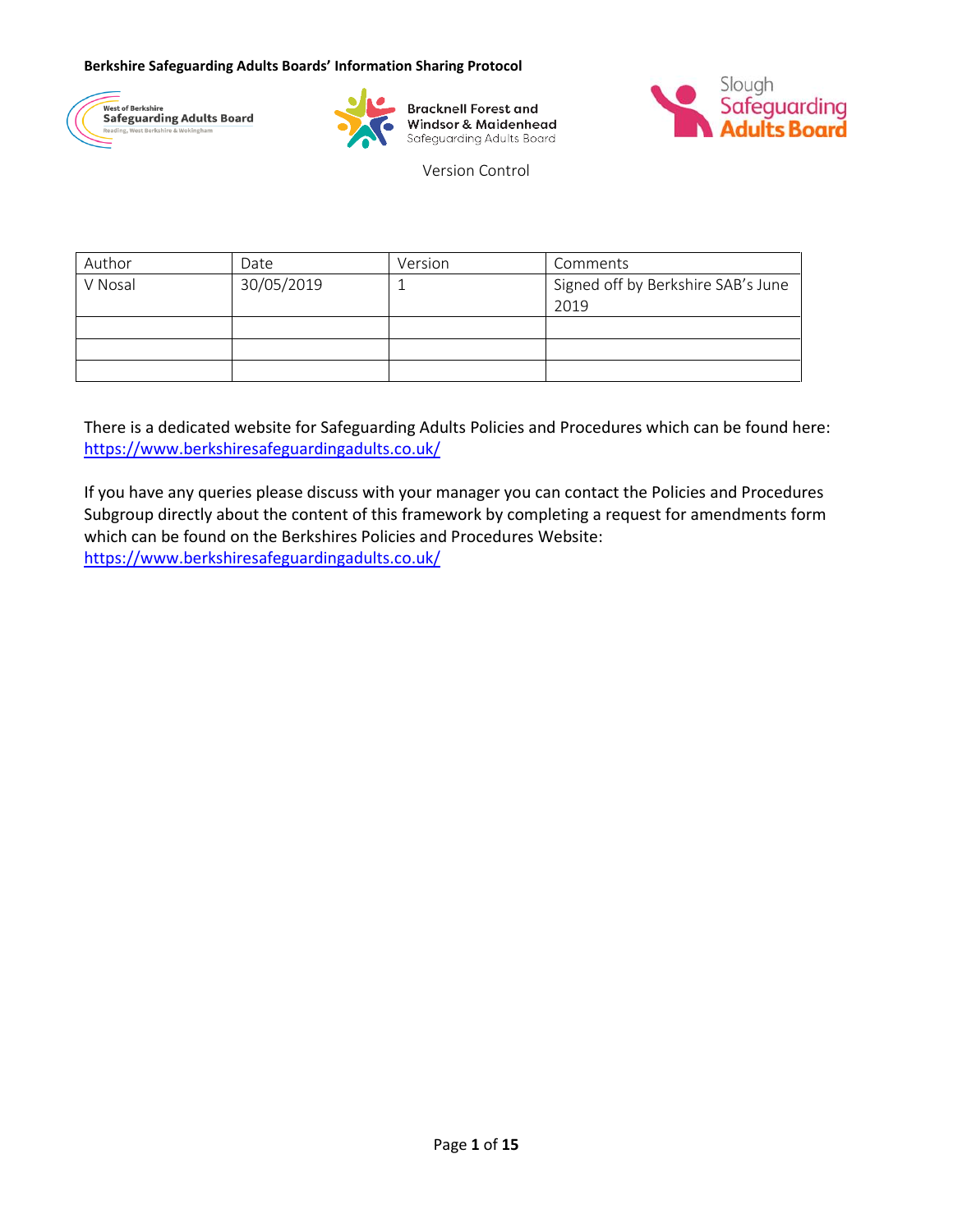Version Control

| Author | Date | Version | Comments |
| --- | --- | --- | --- |
| V Nosal | 30/05/2019 | 1 | Signed off by Berkshire SAB's June 2019 |
| | | | |
| | | | |
| | | | |

There is a dedicated website for Safeguarding Adults Policies and Procedures which can be found here: [https://www.berkshiresafeguardingadults.co.uk/](https://www.berkshiresafeguardingadults.co.uk/)

If you have any queries please discuss with your manager you can contact the Policies and Procedures Subgroup directly about the content of this framework by completing a request for amendments form which can be found on the Berkshires Policies and Procedures Website: [https://www.berkshiresafeguardingadults.co.uk/](https://www.berkshiresafeguardingadults.co.uk/)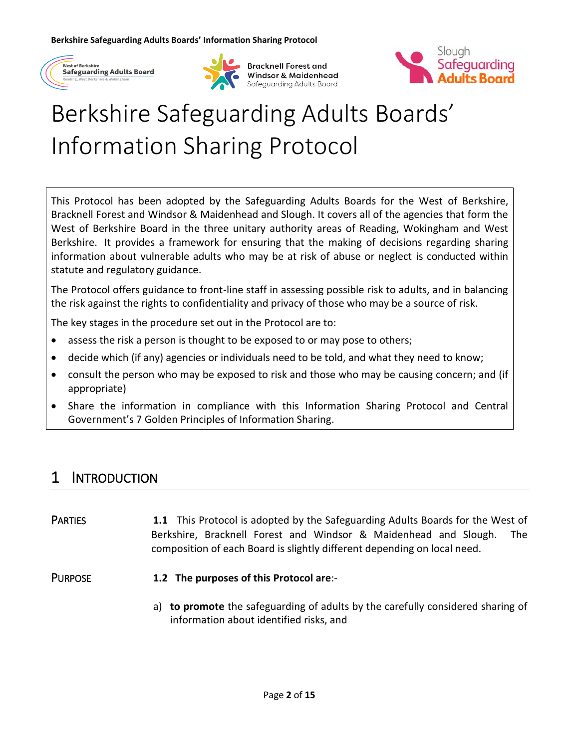# Berkshire Safeguarding Adults Boards' Information Sharing Protocol

This Protocol has been adopted by the Safeguarding Adults Boards for the West of Berkshire, Bracknell Forest and Windsor & Maidenhead and Slough. It covers all of the agencies that form the West of Berkshire Board in the three unitary authority areas of Reading, Wokingham and West Berkshire. It provides a framework for ensuring that the making of decisions regarding sharing information about vulnerable adults who may be at risk of abuse or neglect is conducted within statute and regulatory guidance.

The Protocol offers guidance to front-line staff in assessing possible risk to adults, and in balancing the risk against the rights to confidentiality and privacy of those who may be a source of risk.

The key stages in the procedure set out in the Protocol are to:

- assess the risk a person is thought to be exposed to or may pose to others;
- decide which (if any) agencies or individuals need to be told, and what they need to know;
- consult the person who may be exposed to risk and those who may be causing concern; and (if appropriate)
- Share the information in compliance with this Information Sharing Protocol and Central Government's 7 Golden Principles of Information Sharing.

## 1 Introduction

**Parties**

**1.1** This Protocol is adopted by the Safeguarding Adults Boards for the West of Berkshire, Bracknell Forest and Windsor & Maidenhead and Slough. The composition of each Board is slightly different depending on local need.

**Purpose**

**1.2 The purposes of this Protocol are**:-

a) **to promote** the safeguarding of adults by the carefully considered sharing of information about identified risks, and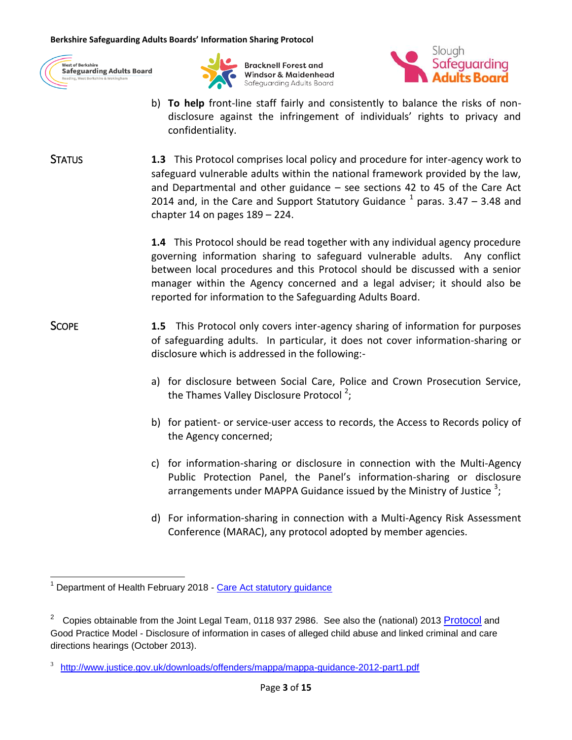b) **To help** front-line staff fairly and consistently to balance the risks of non-disclosure against the infringement of individuals' rights to privacy and confidentiality.

**STATUS**

**1.3** This Protocol comprises local policy and procedure for inter-agency work to safeguard vulnerable adults within the national framework provided by the law, and Departmental and other guidance – see sections 42 to 45 of the Care Act 2014 and, in the Care and Support Statutory Guidance [1] paras. 3.47 – 3.48 and chapter 14 on pages 189 – 224.

**1.4** This Protocol should be read together with any individual agency procedure governing information sharing to safeguard vulnerable adults. Any conflict between local procedures and this Protocol should be discussed with a senior manager within the Agency concerned and a legal adviser; it should also be reported for information to the Safeguarding Adults Board.

**SCOPE**

**1.5** This Protocol only covers inter-agency sharing of information for purposes of safeguarding adults. In particular, it does not cover information-sharing or disclosure which is addressed in the following:-

a) for disclosure between Social Care, Police and Crown Prosecution Service, the Thames Valley Disclosure Protocol [2];

b) for patient- or service-user access to records, the Access to Records policy of the Agency concerned;

c) for information-sharing or disclosure in connection with the Multi-Agency Public Protection Panel, the Panel's information-sharing or disclosure arrangements under MAPPA Guidance issued by the Ministry of Justice [3];

d) For information-sharing in connection with a Multi-Agency Risk Assessment Conference (MARAC), any protocol adopted by member agencies.

---

[1] Department of Health February 2018 - Care Act statutory guidance

[2] Copies obtainable from the Joint Legal Team, 0118 937 2986. See also the (national) 2013 Protocol and Good Practice Model - Disclosure of information in cases of alleged child abuse and linked criminal and care directions hearings (October 2013).

[3] http://www.justice.gov.uk/downloads/offenders/mappa/mappa-guidance-2012-part1.pdf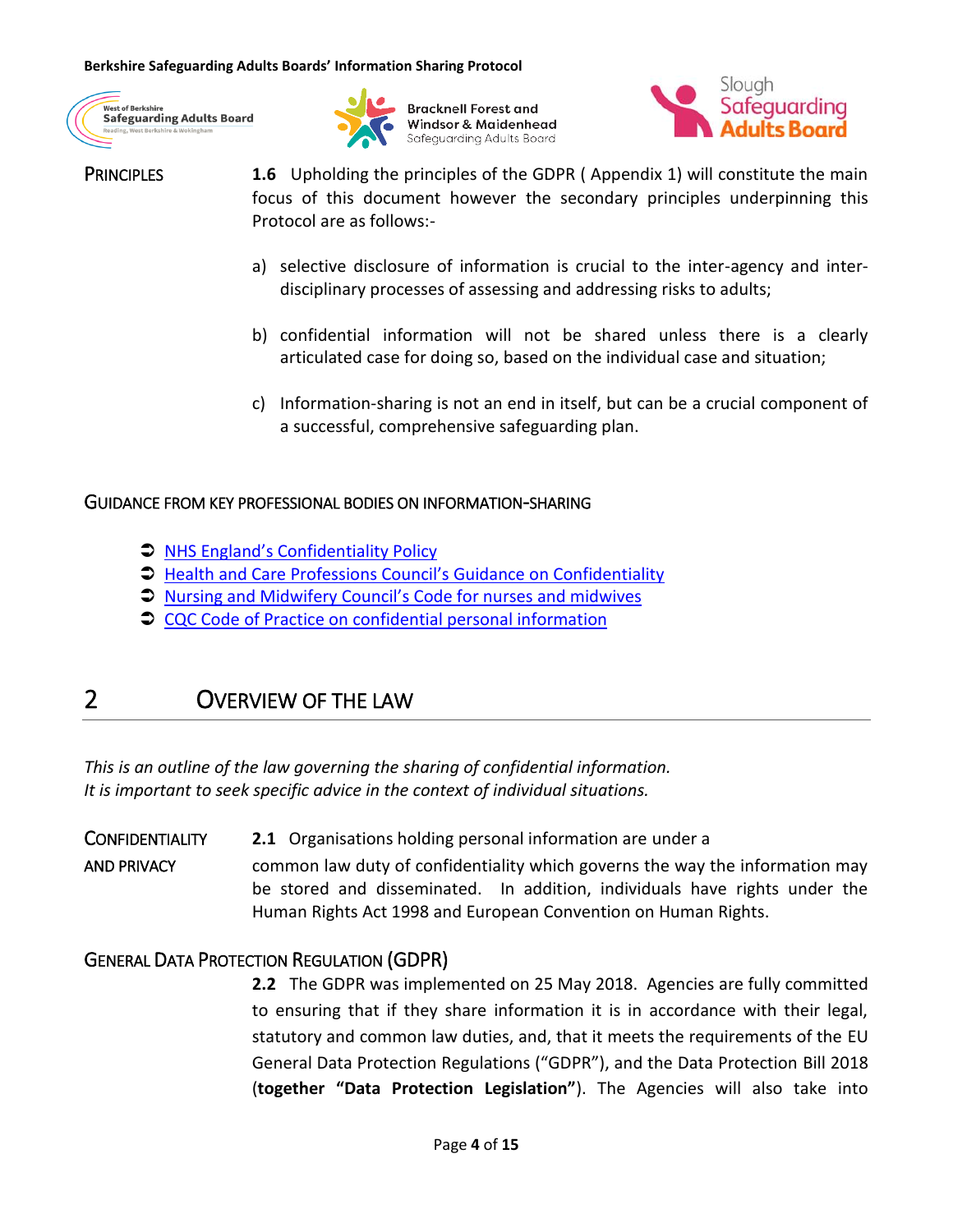**PRINCIPLES**

**1.6** Upholding the principles of the GDPR ( Appendix 1) will constitute the main focus of this document however the secondary principles underpinning this Protocol are as follows:-

a) selective disclosure of information is crucial to the inter-agency and inter-disciplinary processes of assessing and addressing risks to adults;

b) confidential information will not be shared unless there is a clearly articulated case for doing so, based on the individual case and situation;

c) Information-sharing is not an end in itself, but can be a crucial component of a successful, comprehensive safeguarding plan.

### GUIDANCE FROM KEY PROFESSIONAL BODIES ON INFORMATION-SHARING

- NHS England's Confidentiality Policy
- Health and Care Professions Council's Guidance on Confidentiality
- Nursing and Midwifery Council's Code for nurses and midwives
- CQC Code of Practice on confidential personal information

## 2 OVERVIEW OF THE LAW

*This is an outline of the law governing the sharing of confidential information.*
*It is important to seek specific advice in the context of individual situations.*

**CONFIDENTIALITY AND PRIVACY**

**2.1** Organisations holding personal information are under a common law duty of confidentiality which governs the way the information may be stored and disseminated. In addition, individuals have rights under the Human Rights Act 1998 and European Convention on Human Rights.

### GENERAL DATA PROTECTION REGULATION (GDPR)

**2.2** The GDPR was implemented on 25 May 2018. Agencies are fully committed to ensuring that if they share information it is in accordance with their legal, statutory and common law duties, and, that it meets the requirements of the EU General Data Protection Regulations ("GDPR"), and the Data Protection Bill 2018 (**together "Data Protection Legislation"**). The Agencies will also take into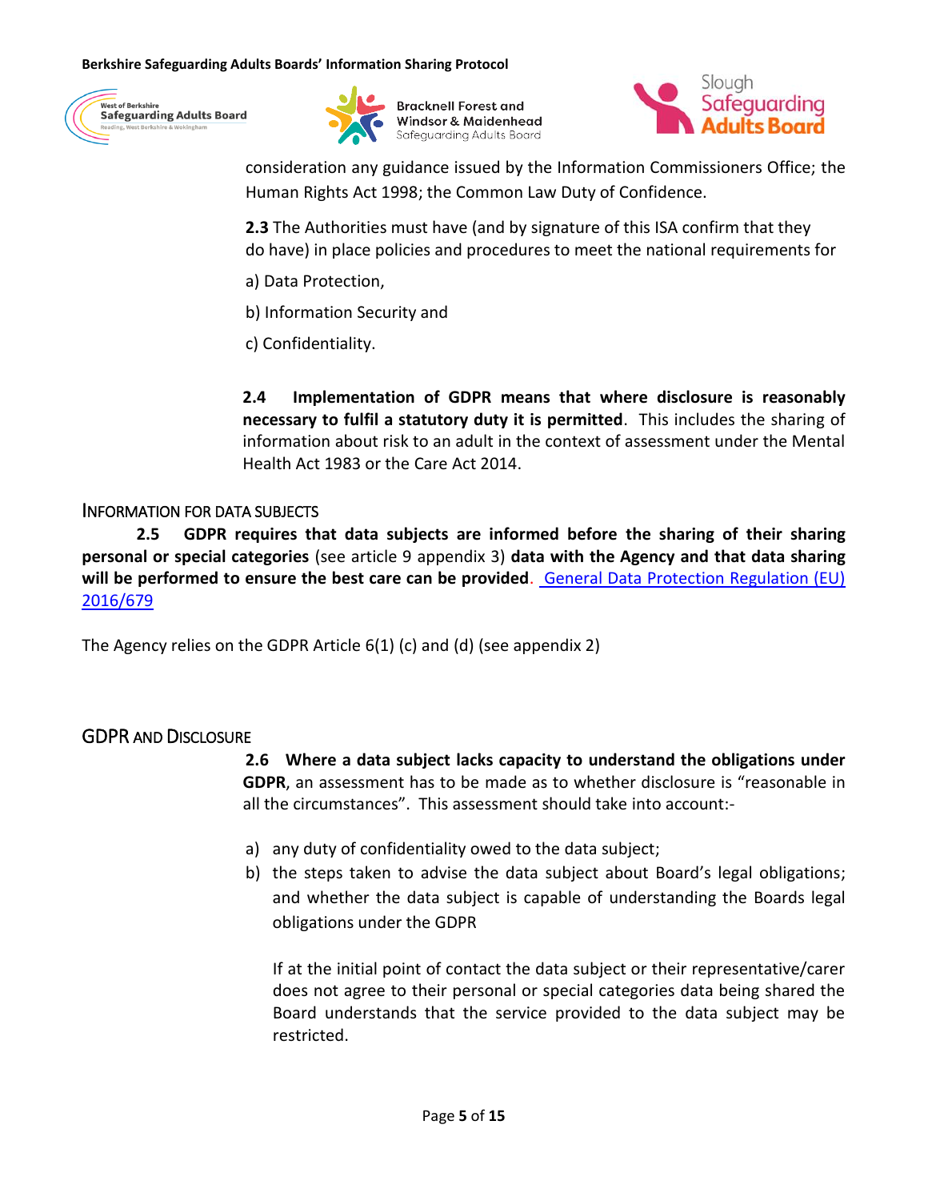consideration any guidance issued by the Information Commissioners Office; the Human Rights Act 1998; the Common Law Duty of Confidence.

**2.3** The Authorities must have (and by signature of this ISA confirm that they do have) in place policies and procedures to meet the national requirements for

a) Data Protection,

b) Information Security and

c) Confidentiality.

**2.4 Implementation of GDPR means that where disclosure is reasonably necessary to fulfil a statutory duty it is permitted**. This includes the sharing of information about risk to an adult in the context of assessment under the Mental Health Act 1983 or the Care Act 2014.

## INFORMATION FOR DATA SUBJECTS

**2.5 GDPR requires that data subjects are informed before the sharing of their sharing personal or special categories** (see article 9 appendix 3) **data with the Agency and that data sharing will be performed to ensure the best care can be provided**. General Data Protection Regulation (EU) 2016/679

The Agency relies on the GDPR Article 6(1) (c) and (d) (see appendix 2)

## GDPR AND DISCLOSURE

**2.6 Where a data subject lacks capacity to understand the obligations under GDPR**, an assessment has to be made as to whether disclosure is "reasonable in all the circumstances". This assessment should take into account:-

a) any duty of confidentiality owed to the data subject;
b) the steps taken to advise the data subject about Board's legal obligations; and whether the data subject is capable of understanding the Boards legal obligations under the GDPR

   If at the initial point of contact the data subject or their representative/carer does not agree to their personal or special categories data being shared the Board understands that the service provided to the data subject may be restricted.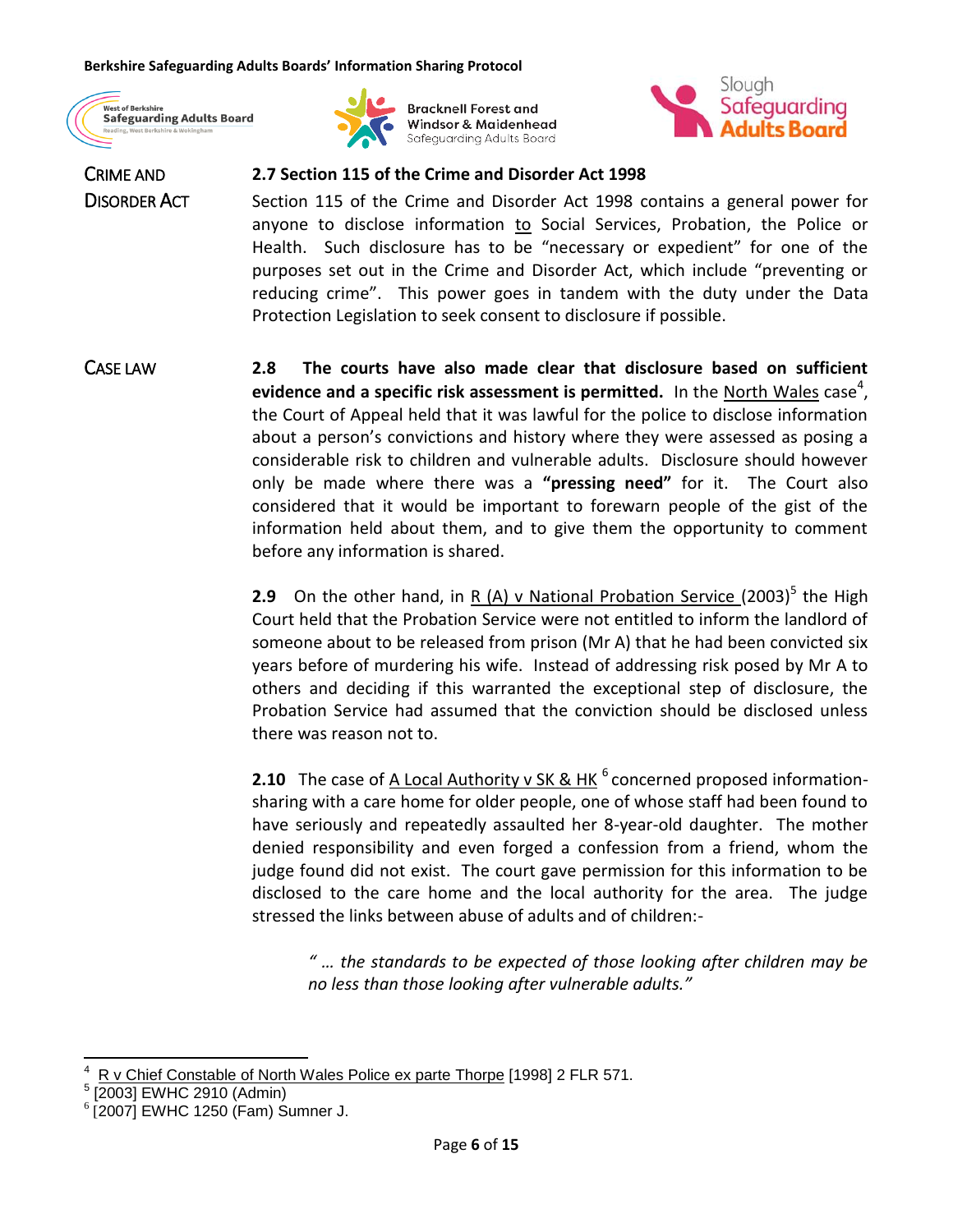CRIME AND DISORDER ACT

### 2.7 Section 115 of the Crime and Disorder Act 1998

Section 115 of the Crime and Disorder Act 1998 contains a general power for anyone to disclose information to Social Services, Probation, the Police or Health. Such disclosure has to be "necessary or expedient" for one of the purposes set out in the Crime and Disorder Act, which include "preventing or reducing crime". This power goes in tandem with the duty under the Data Protection Legislation to seek consent to disclosure if possible.

CASE LAW

**2.8 The courts have also made clear that disclosure based on sufficient evidence and a specific risk assessment is permitted.** In the North Wales case[4], the Court of Appeal held that it was lawful for the police to disclose information about a person's convictions and history where they were assessed as posing a considerable risk to children and vulnerable adults. Disclosure should however only be made where there was a **"pressing need"** for it. The Court also considered that it would be important to forewarn people of the gist of the information held about them, and to give them the opportunity to comment before any information is shared.

**2.9** On the other hand, in R (A) v National Probation Service (2003)[5] the High Court held that the Probation Service were not entitled to inform the landlord of someone about to be released from prison (Mr A) that he had been convicted six years before of murdering his wife. Instead of addressing risk posed by Mr A to others and deciding if this warranted the exceptional step of disclosure, the Probation Service had assumed that the conviction should be disclosed unless there was reason not to.

**2.10** The case of A Local Authority v SK & HK [6] concerned proposed information-sharing with a care home for older people, one of whose staff had been found to have seriously and repeatedly assaulted her 8-year-old daughter. The mother denied responsibility and even forged a confession from a friend, whom the judge found did not exist. The court gave permission for this information to be disclosed to the care home and the local authority for the area. The judge stressed the links between abuse of adults and of children:-

> *" … the standards to be expected of those looking after children may be no less than those looking after vulnerable adults."*

---

[4] R v Chief Constable of North Wales Police ex parte Thorpe [1998] 2 FLR 571.

[5] [2003] EWHC 2910 (Admin)

[6] [2007] EWHC 1250 (Fam) Sumner J.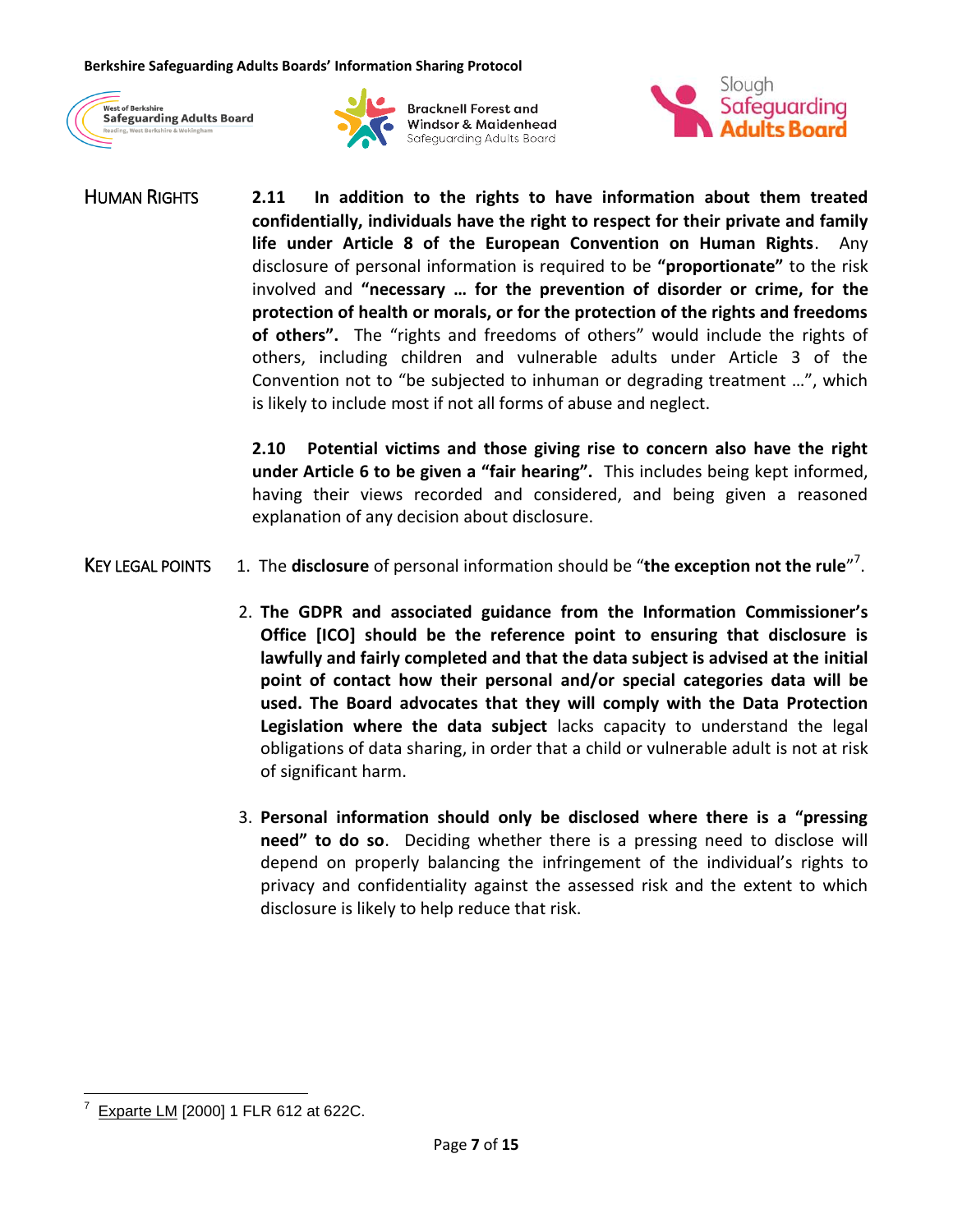## HUMAN RIGHTS

**2.11 In addition to the rights to have information about them treated confidentially, individuals have the right to respect for their private and family life under Article 8 of the European Convention on Human Rights**. Any disclosure of personal information is required to be **"proportionate"** to the risk involved and **"necessary … for the prevention of disorder or crime, for the protection of health or morals, or for the protection of the rights and freedoms of others".** The "rights and freedoms of others" would include the rights of others, including children and vulnerable adults under Article 3 of the Convention not to "be subjected to inhuman or degrading treatment …", which is likely to include most if not all forms of abuse and neglect.

**2.10 Potential victims and those giving rise to concern also have the right under Article 6 to be given a "fair hearing".** This includes being kept informed, having their views recorded and considered, and being given a reasoned explanation of any decision about disclosure.

## KEY LEGAL POINTS

1. The **disclosure** of personal information should be "**the exception not the rule**"[7].

2. **The GDPR and associated guidance from the Information Commissioner's Office [ICO] should be the reference point to ensuring that disclosure is lawfully and fairly completed and that the data subject is advised at the initial point of contact how their personal and/or special categories data will be used. The Board advocates that they will comply with the Data Protection Legislation where the data subject** lacks capacity to understand the legal obligations of data sharing, in order that a child or vulnerable adult is not at risk of significant harm.

3. **Personal information should only be disclosed where there is a "pressing need" to do so**. Deciding whether there is a pressing need to disclose will depend on properly balancing the infringement of the individual's rights to privacy and confidentiality against the assessed risk and the extent to which disclosure is likely to help reduce that risk.

---

[7] Exparte LM [2000] 1 FLR 612 at 622C.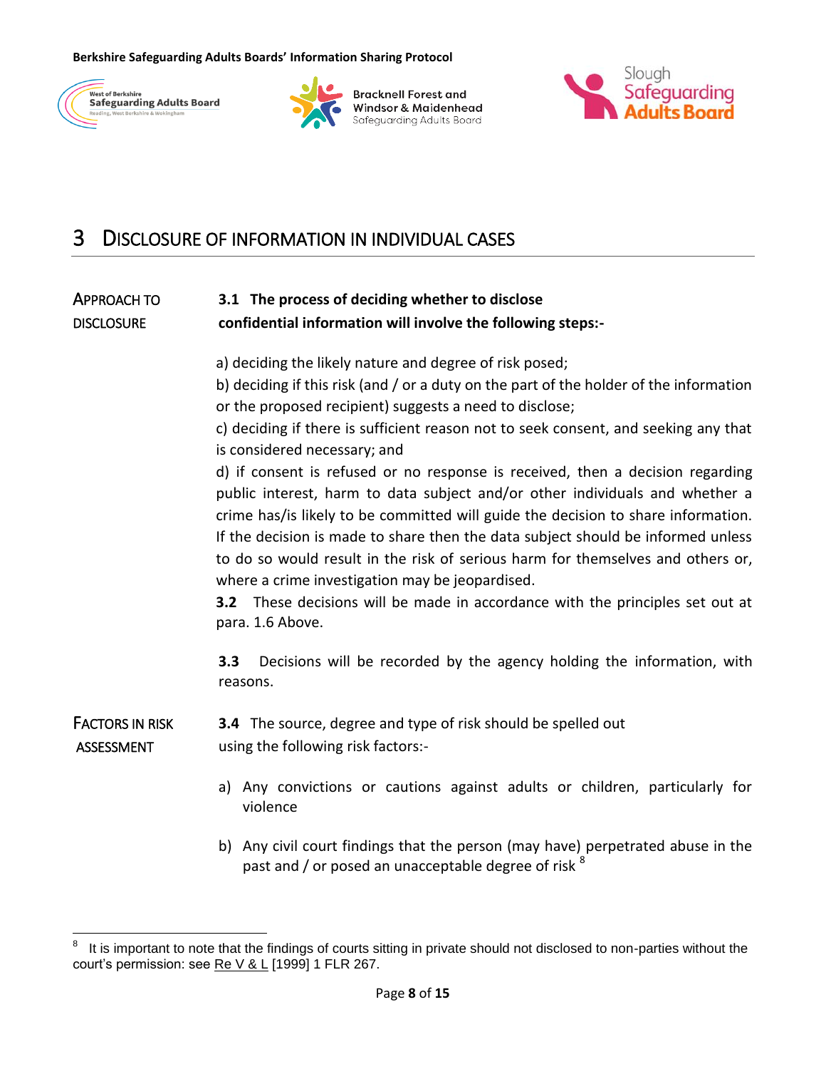# 3 Disclosure of Information in Individual Cases

**Approach to Disclosure**

**3.1 The process of deciding whether to disclose confidential information will involve the following steps:-**

a) deciding the likely nature and degree of risk posed;

b) deciding if this risk (and / or a duty on the part of the holder of the information or the proposed recipient) suggests a need to disclose;

c) deciding if there is sufficient reason not to seek consent, and seeking any that is considered necessary; and

d) if consent is refused or no response is received, then a decision regarding public interest, harm to data subject and/or other individuals and whether a crime has/is likely to be committed will guide the decision to share information. If the decision is made to share then the data subject should be informed unless to do so would result in the risk of serious harm for themselves and others or, where a crime investigation may be jeopardised.

**3.2** These decisions will be made in accordance with the principles set out at para. 1.6 Above.

**3.3** Decisions will be recorded by the agency holding the information, with reasons.

**Factors in Risk Assessment**

**3.4** The source, degree and type of risk should be spelled out using the following risk factors:-

a) Any convictions or cautions against adults or children, particularly for violence

b) Any civil court findings that the person (may have) perpetrated abuse in the past and / or posed an unacceptable degree of risk [8]

---

[8] It is important to note that the findings of courts sitting in private should not disclosed to non-parties without the court's permission: see Re V & L [1999] 1 FLR 267.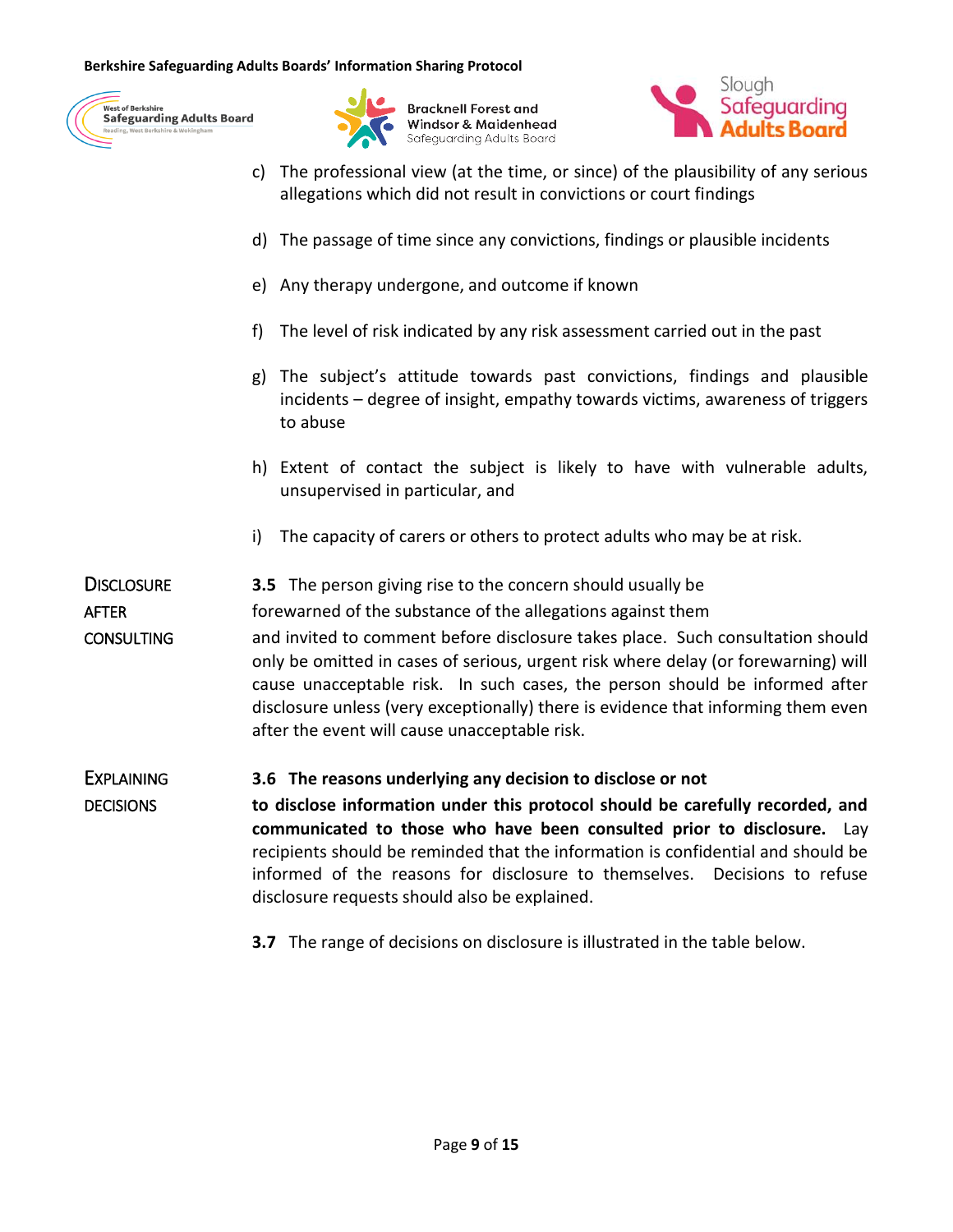c) The professional view (at the time, or since) of the plausibility of any serious allegations which did not result in convictions or court findings

d) The passage of time since any convictions, findings or plausible incidents

e) Any therapy undergone, and outcome if known

f) The level of risk indicated by any risk assessment carried out in the past

g) The subject's attitude towards past convictions, findings and plausible incidents – degree of insight, empathy towards victims, awareness of triggers to abuse

h) Extent of contact the subject is likely to have with vulnerable adults, unsupervised in particular, and

i) The capacity of carers or others to protect adults who may be at risk.

**Disclosure after consulting**

**3.5** The person giving rise to the concern should usually be forewarned of the substance of the allegations against them and invited to comment before disclosure takes place. Such consultation should only be omitted in cases of serious, urgent risk where delay (or forewarning) will cause unacceptable risk. In such cases, the person should be informed after disclosure unless (very exceptionally) there is evidence that informing them even after the event will cause unacceptable risk.

**Explaining decisions**

**3.6 The reasons underlying any decision to disclose or not to disclose information under this protocol should be carefully recorded, and communicated to those who have been consulted prior to disclosure.** Lay recipients should be reminded that the information is confidential and should be informed of the reasons for disclosure to themselves. Decisions to refuse disclosure requests should also be explained.

**3.7** The range of decisions on disclosure is illustrated in the table below.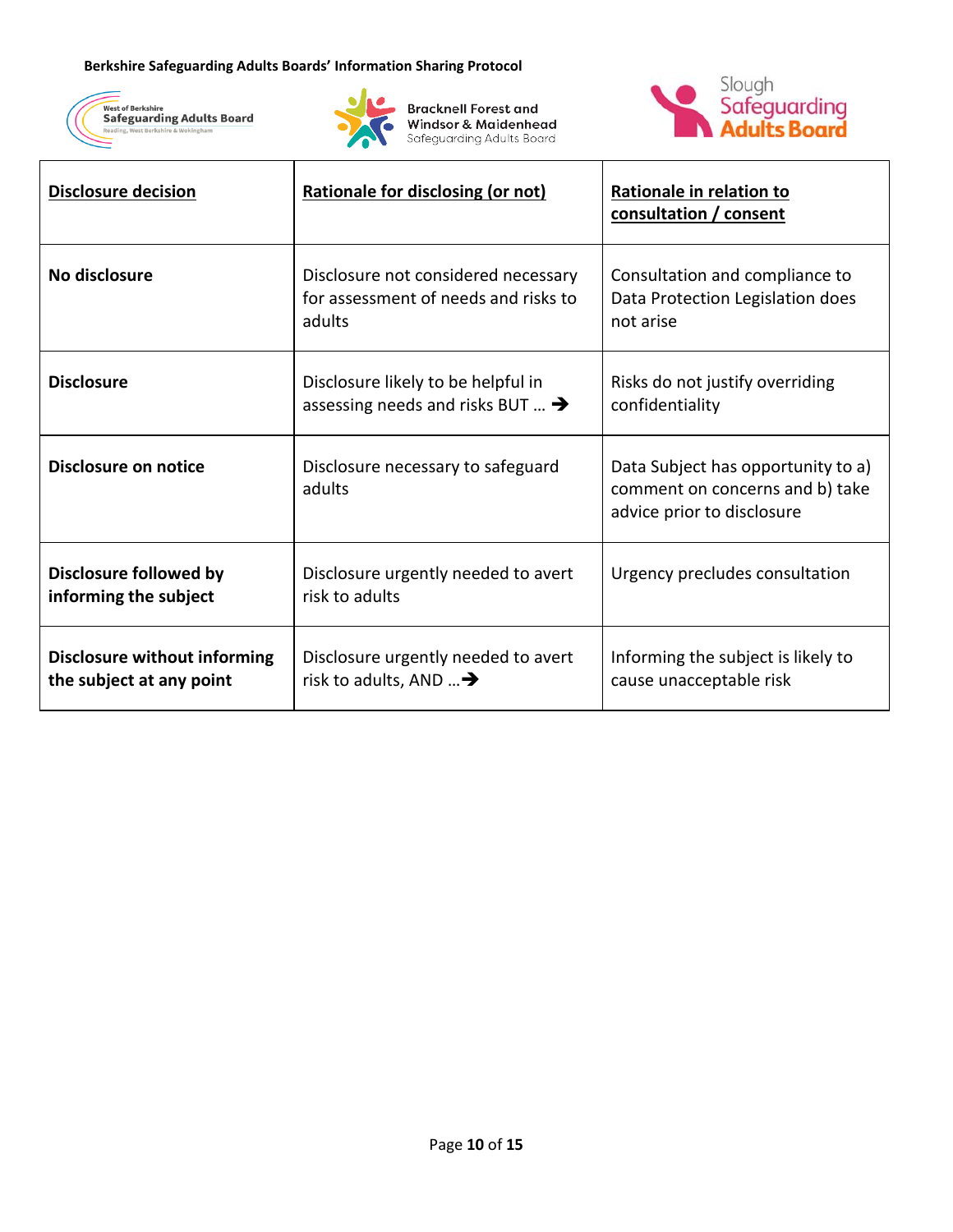| Disclosure decision | Rationale for disclosing (or not) | Rationale in relation to consultation / consent |
| --- | --- | --- |
| **No disclosure** | Disclosure not considered necessary for assessment of needs and risks to adults | Consultation and compliance to Data Protection Legislation does not arise |
| **Disclosure** | Disclosure likely to be helpful in assessing needs and risks BUT … ➔ | Risks do not justify overriding confidentiality |
| **Disclosure on notice** | Disclosure necessary to safeguard adults | Data Subject has opportunity to a) comment on concerns and b) take advice prior to disclosure |
| **Disclosure followed by informing the subject** | Disclosure urgently needed to avert risk to adults | Urgency precludes consultation |
| **Disclosure without informing the subject at any point** | Disclosure urgently needed to avert risk to adults, AND …➔ | Informing the subject is likely to cause unacceptable risk |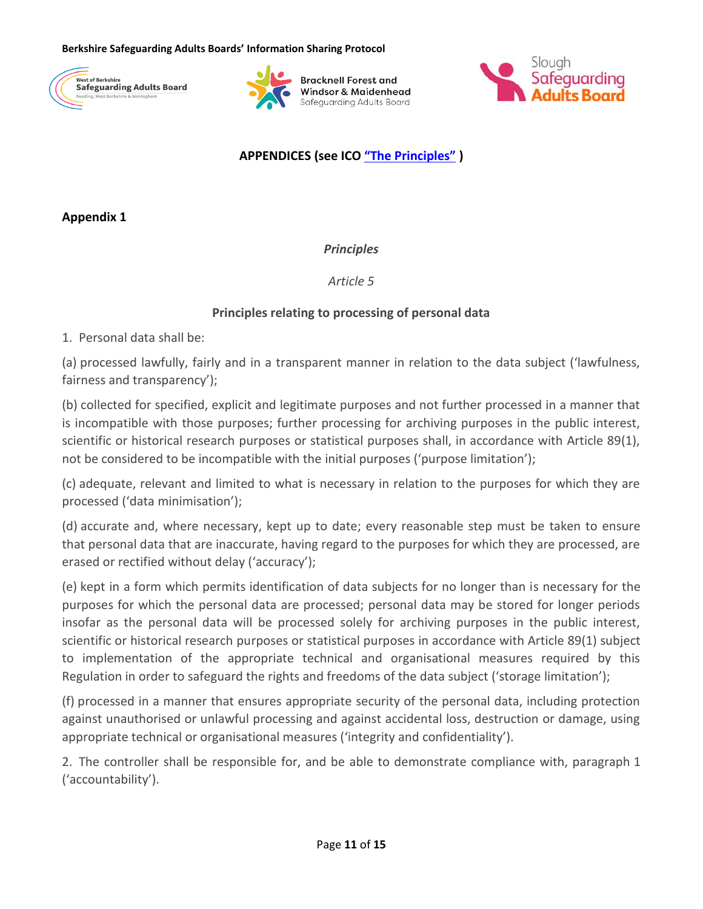**APPENDICES (see ICO "The Principles" )**

**Appendix 1**

***Principles***

*Article 5*

**Principles relating to processing of personal data**

1. Personal data shall be:

(a) processed lawfully, fairly and in a transparent manner in relation to the data subject ('lawfulness, fairness and transparency');

(b) collected for specified, explicit and legitimate purposes and not further processed in a manner that is incompatible with those purposes; further processing for archiving purposes in the public interest, scientific or historical research purposes or statistical purposes shall, in accordance with Article 89(1), not be considered to be incompatible with the initial purposes ('purpose limitation');

(c) adequate, relevant and limited to what is necessary in relation to the purposes for which they are processed ('data minimisation');

(d) accurate and, where necessary, kept up to date; every reasonable step must be taken to ensure that personal data that are inaccurate, having regard to the purposes for which they are processed, are erased or rectified without delay ('accuracy');

(e) kept in a form which permits identification of data subjects for no longer than is necessary for the purposes for which the personal data are processed; personal data may be stored for longer periods insofar as the personal data will be processed solely for archiving purposes in the public interest, scientific or historical research purposes or statistical purposes in accordance with Article 89(1) subject to implementation of the appropriate technical and organisational measures required by this Regulation in order to safeguard the rights and freedoms of the data subject ('storage limitation');

(f) processed in a manner that ensures appropriate security of the personal data, including protection against unauthorised or unlawful processing and against accidental loss, destruction or damage, using appropriate technical or organisational measures ('integrity and confidentiality').

2. The controller shall be responsible for, and be able to demonstrate compliance with, paragraph 1 ('accountability').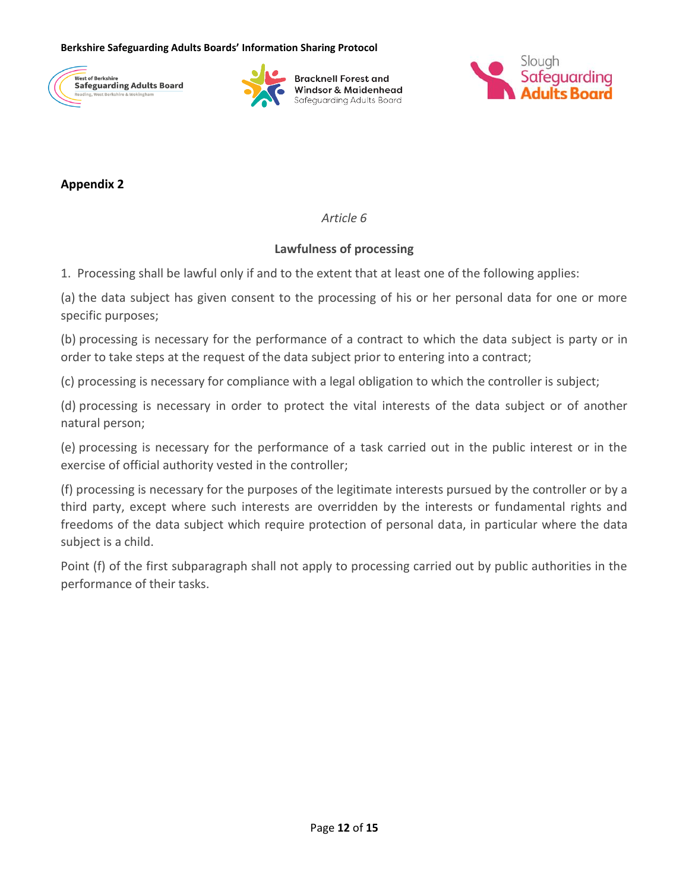## Appendix 2

*Article 6*

**Lawfulness of processing**

1. Processing shall be lawful only if and to the extent that at least one of the following applies:

(a) the data subject has given consent to the processing of his or her personal data for one or more specific purposes;

(b) processing is necessary for the performance of a contract to which the data subject is party or in order to take steps at the request of the data subject prior to entering into a contract;

(c) processing is necessary for compliance with a legal obligation to which the controller is subject;

(d) processing is necessary in order to protect the vital interests of the data subject or of another natural person;

(e) processing is necessary for the performance of a task carried out in the public interest or in the exercise of official authority vested in the controller;

(f) processing is necessary for the purposes of the legitimate interests pursued by the controller or by a third party, except where such interests are overridden by the interests or fundamental rights and freedoms of the data subject which require protection of personal data, in particular where the data subject is a child.

Point (f) of the first subparagraph shall not apply to processing carried out by public authorities in the performance of their tasks.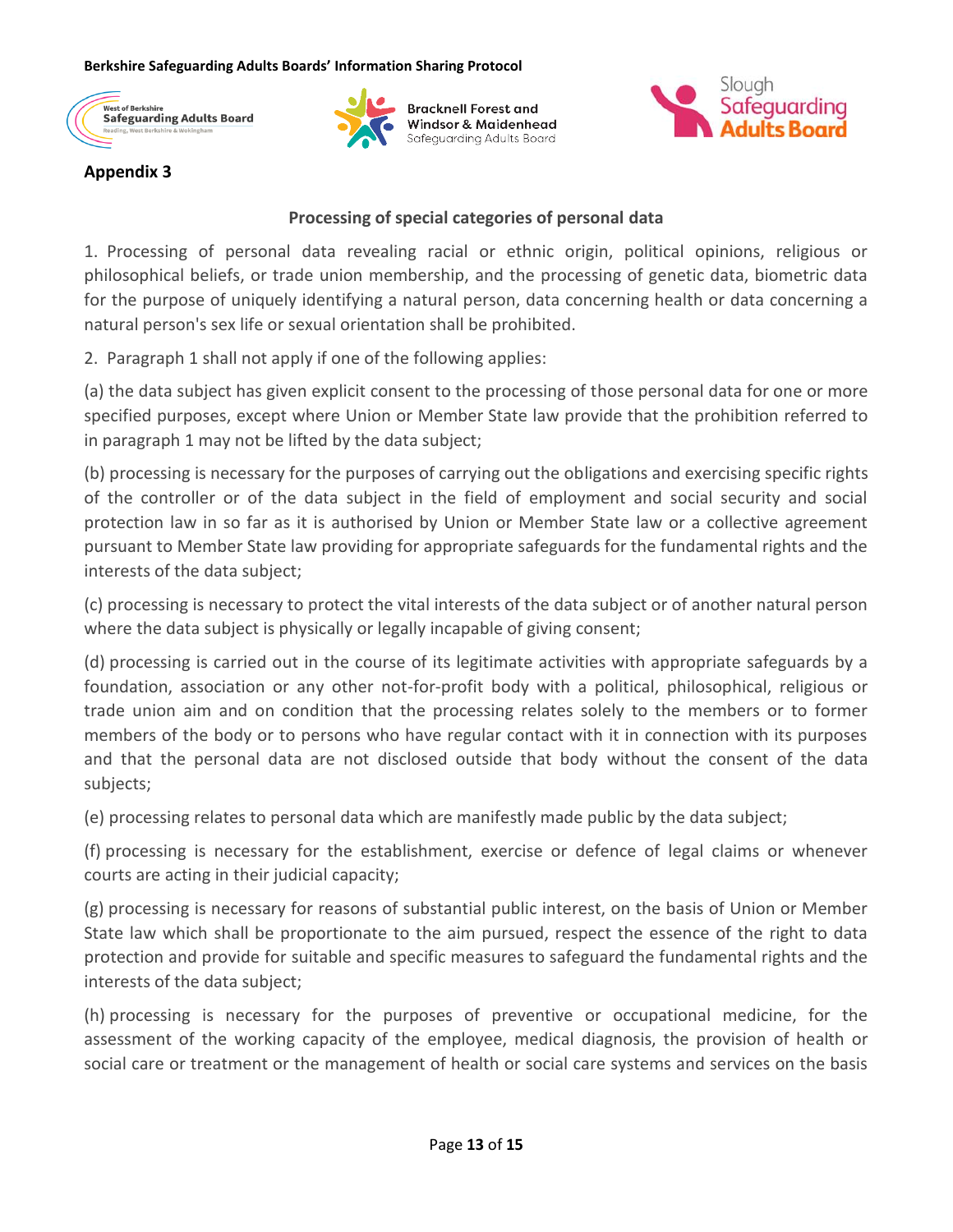## Appendix 3

### Processing of special categories of personal data

1. Processing of personal data revealing racial or ethnic origin, political opinions, religious or philosophical beliefs, or trade union membership, and the processing of genetic data, biometric data for the purpose of uniquely identifying a natural person, data concerning health or data concerning a natural person's sex life or sexual orientation shall be prohibited.

2. Paragraph 1 shall not apply if one of the following applies:

(a) the data subject has given explicit consent to the processing of those personal data for one or more specified purposes, except where Union or Member State law provide that the prohibition referred to in paragraph 1 may not be lifted by the data subject;

(b) processing is necessary for the purposes of carrying out the obligations and exercising specific rights of the controller or of the data subject in the field of employment and social security and social protection law in so far as it is authorised by Union or Member State law or a collective agreement pursuant to Member State law providing for appropriate safeguards for the fundamental rights and the interests of the data subject;

(c) processing is necessary to protect the vital interests of the data subject or of another natural person where the data subject is physically or legally incapable of giving consent;

(d) processing is carried out in the course of its legitimate activities with appropriate safeguards by a foundation, association or any other not-for-profit body with a political, philosophical, religious or trade union aim and on condition that the processing relates solely to the members or to former members of the body or to persons who have regular contact with it in connection with its purposes and that the personal data are not disclosed outside that body without the consent of the data subjects;

(e) processing relates to personal data which are manifestly made public by the data subject;

(f) processing is necessary for the establishment, exercise or defence of legal claims or whenever courts are acting in their judicial capacity;

(g) processing is necessary for reasons of substantial public interest, on the basis of Union or Member State law which shall be proportionate to the aim pursued, respect the essence of the right to data protection and provide for suitable and specific measures to safeguard the fundamental rights and the interests of the data subject;

(h) processing is necessary for the purposes of preventive or occupational medicine, for the assessment of the working capacity of the employee, medical diagnosis, the provision of health or social care or treatment or the management of health or social care systems and services on the basis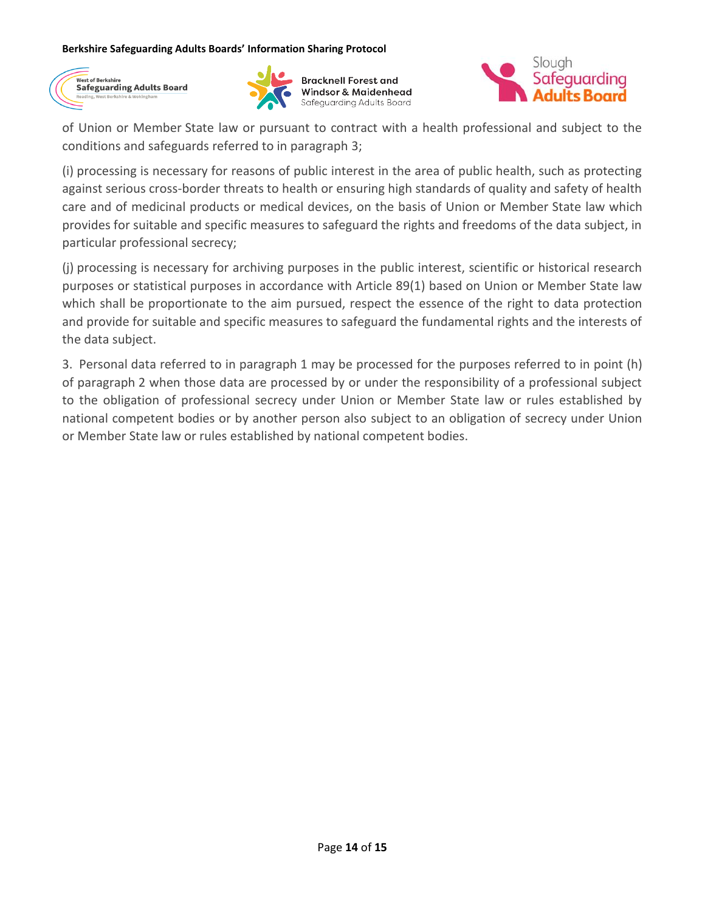of Union or Member State law or pursuant to contract with a health professional and subject to the conditions and safeguards referred to in paragraph 3;

(i) processing is necessary for reasons of public interest in the area of public health, such as protecting against serious cross-border threats to health or ensuring high standards of quality and safety of health care and of medicinal products or medical devices, on the basis of Union or Member State law which provides for suitable and specific measures to safeguard the rights and freedoms of the data subject, in particular professional secrecy;

(j) processing is necessary for archiving purposes in the public interest, scientific or historical research purposes or statistical purposes in accordance with Article 89(1) based on Union or Member State law which shall be proportionate to the aim pursued, respect the essence of the right to data protection and provide for suitable and specific measures to safeguard the fundamental rights and the interests of the data subject.

3. Personal data referred to in paragraph 1 may be processed for the purposes referred to in point (h) of paragraph 2 when those data are processed by or under the responsibility of a professional subject to the obligation of professional secrecy under Union or Member State law or rules established by national competent bodies or by another person also subject to an obligation of secrecy under Union or Member State law or rules established by national competent bodies.